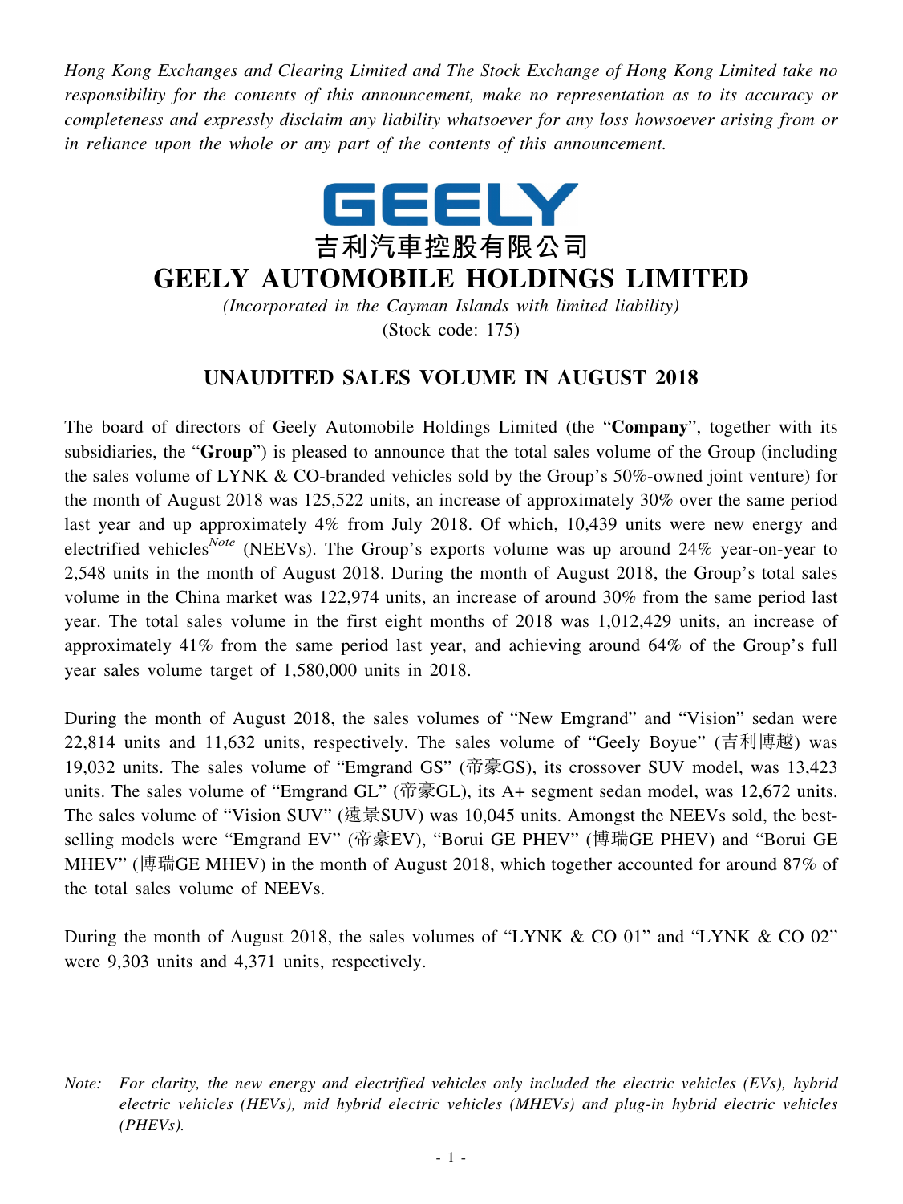*Hong Kong Exchanges and Clearing Limited and The Stock Exchange of Hong Kong Limited take no responsibility for the contents of this announcement, make no representation as to its accuracy or completeness and expressly disclaim any liability whatsoever for any loss howsoever arising from or in reliance upon the whole or any part of the contents of this announcement.*

GEELY

吉利汽車控股有限公司

# GEELY AUTOMOBILE HOLDINGS LIMITED

*(Incorporated in the Cayman Islands with limited liability)*
(Stock code: 175)

## UNAUDITED SALES VOLUME IN AUGUST 2018

The board of directors of Geely Automobile Holdings Limited (the "**Company**", together with its subsidiaries, the "**Group**") is pleased to announce that the total sales volume of the Group (including the sales volume of LYNK & CO-branded vehicles sold by the Group's 50%-owned joint venture) for the month of August 2018 was 125,522 units, an increase of approximately 30% over the same period last year and up approximately 4% from July 2018. Of which, 10,439 units were new energy and electrified vehicles[Note] (NEEVs). The Group's exports volume was up around 24% year-on-year to 2,548 units in the month of August 2018. During the month of August 2018, the Group's total sales volume in the China market was 122,974 units, an increase of around 30% from the same period last year. The total sales volume in the first eight months of 2018 was 1,012,429 units, an increase of approximately 41% from the same period last year, and achieving around 64% of the Group's full year sales volume target of 1,580,000 units in 2018.

During the month of August 2018, the sales volumes of "New Emgrand" and "Vision" sedan were 22,814 units and 11,632 units, respectively. The sales volume of "Geely Boyue" (吉利博越) was 19,032 units. The sales volume of "Emgrand GS" (帝豪GS), its crossover SUV model, was 13,423 units. The sales volume of "Emgrand GL" (帝豪GL), its A+ segment sedan model, was 12,672 units. The sales volume of "Vision SUV" (遠景SUV) was 10,045 units. Amongst the NEEVs sold, the best-selling models were "Emgrand EV" (帝豪EV), "Borui GE PHEV" (博瑞GE PHEV) and "Borui GE MHEV" (博瑞GE MHEV) in the month of August 2018, which together accounted for around 87% of the total sales volume of NEEVs.

During the month of August 2018, the sales volumes of "LYNK & CO 01" and "LYNK & CO 02" were 9,303 units and 4,371 units, respectively.

*Note: For clarity, the new energy and electrified vehicles only included the electric vehicles (EVs), hybrid electric vehicles (HEVs), mid hybrid electric vehicles (MHEVs) and plug-in hybrid electric vehicles (PHEVs).*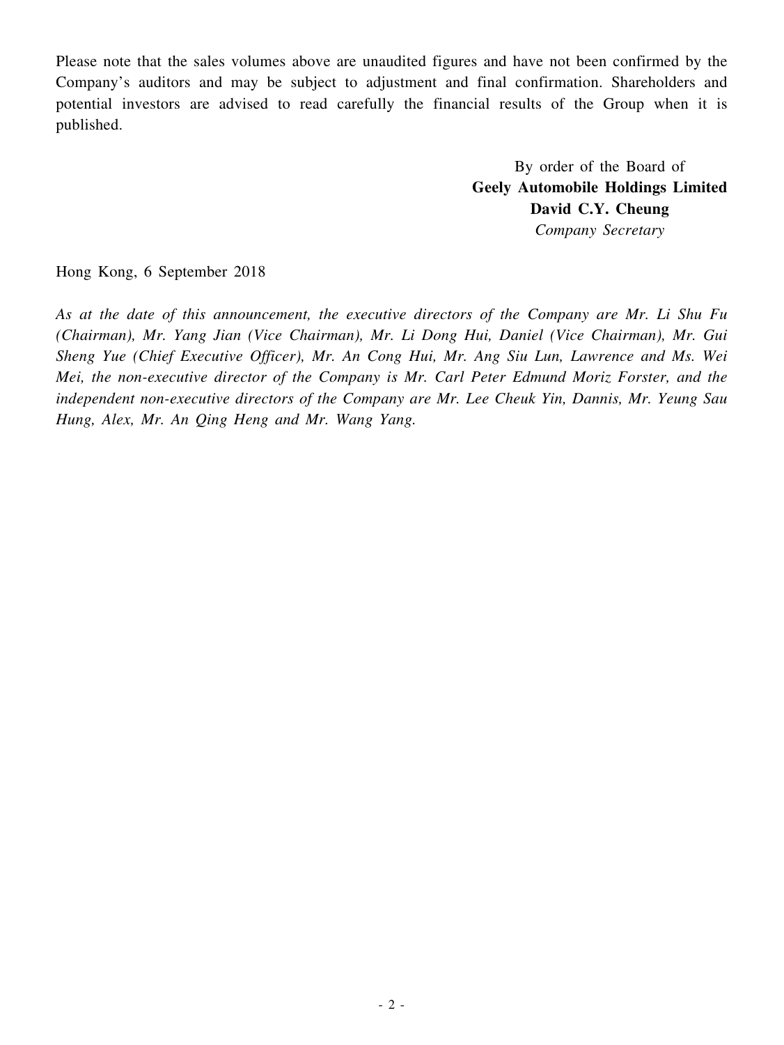Please note that the sales volumes above are unaudited figures and have not been confirmed by the Company's auditors and may be subject to adjustment and final confirmation. Shareholders and potential investors are advised to read carefully the financial results of the Group when it is published.

By order of the Board of
**Geely Automobile Holdings Limited**
**David C.Y. Cheung**
*Company Secretary*

Hong Kong, 6 September 2018

*As at the date of this announcement, the executive directors of the Company are Mr. Li Shu Fu (Chairman), Mr. Yang Jian (Vice Chairman), Mr. Li Dong Hui, Daniel (Vice Chairman), Mr. Gui Sheng Yue (Chief Executive Officer), Mr. An Cong Hui, Mr. Ang Siu Lun, Lawrence and Ms. Wei Mei, the non-executive director of the Company is Mr. Carl Peter Edmund Moriz Forster, and the independent non-executive directors of the Company are Mr. Lee Cheuk Yin, Dannis, Mr. Yeung Sau Hung, Alex, Mr. An Qing Heng and Mr. Wang Yang.*